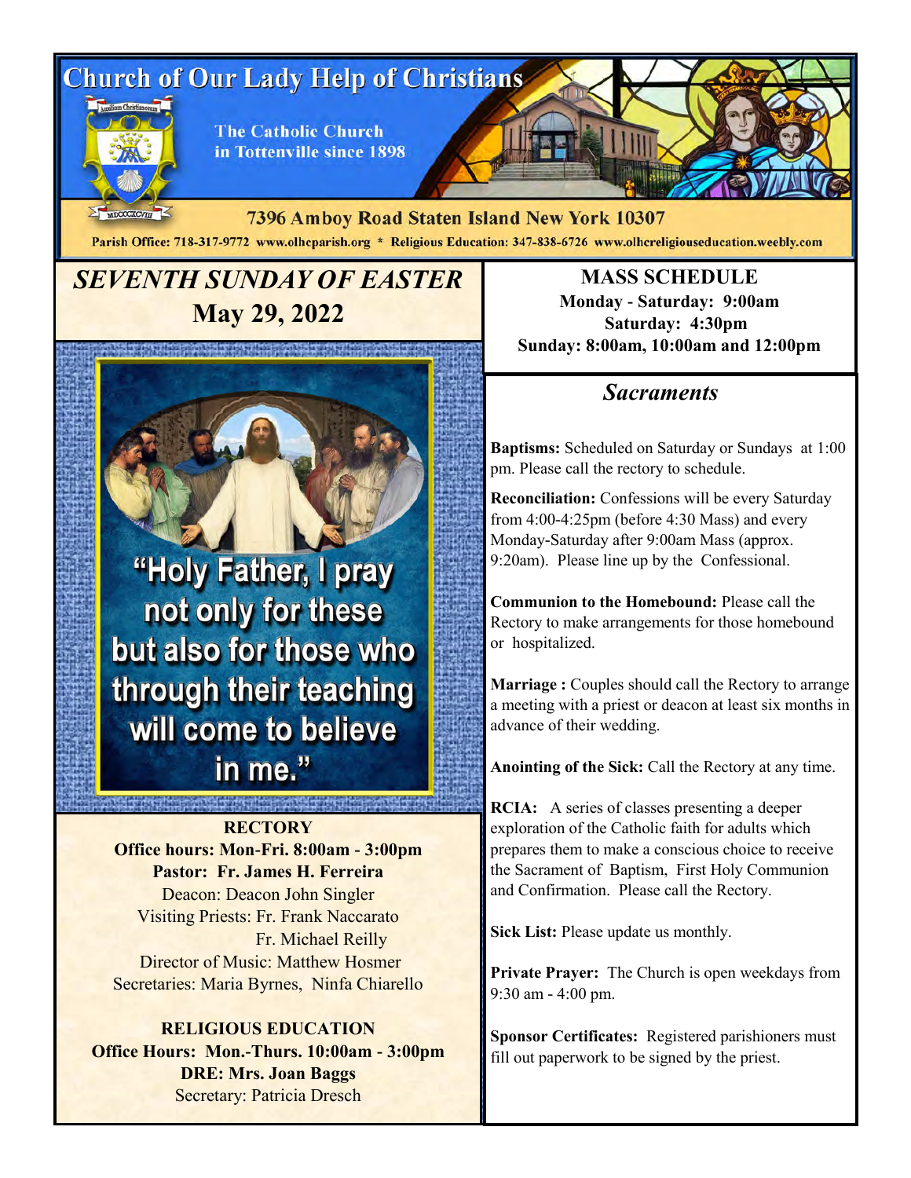# Church of Our Lady Help of Christians

The Catholic Church in Tottenville since 1898

7396 Amboy Road Staten Island New York 10307

Parish Office: 718-317-9772 www.olhcparish.org * Religious Education: 347-838-6726 www.olhcreligiouseducation.weebly.com

## *SEVENTH SUNDAY OF EASTER*

## May 29, 2022

"Holy Father, I pray not only for these but also for those who through their teaching will come to believe in me."

**RECTORY**

**Office hours: Mon-Fri. 8:00am - 3:00pm**

**Pastor: Fr. James H. Ferreira**

Deacon: Deacon John Singler

Visiting Priests: Fr. Frank Naccarato

Fr. Michael Reilly

Director of Music: Matthew Hosmer

Secretaries: Maria Byrnes, Ninfa Chiarello

**RELIGIOUS EDUCATION**

**Office Hours: Mon.-Thurs. 10:00am - 3:00pm**

**DRE: Mrs. Joan Baggs**

Secretary: Patricia Dresch

## MASS SCHEDULE

**Monday - Saturday: 9:00am**

**Saturday: 4:30pm**

**Sunday: 8:00am, 10:00am and 12:00pm**

## *Sacraments*

**Baptisms:** Scheduled on Saturday or Sundays at 1:00 pm. Please call the rectory to schedule.

**Reconciliation:** Confessions will be every Saturday from 4:00-4:25pm (before 4:30 Mass) and every Monday-Saturday after 9:00am Mass (approx. 9:20am). Please line up by the Confessional.

**Communion to the Homebound:** Please call the Rectory to make arrangements for those homebound or hospitalized.

**Marriage :** Couples should call the Rectory to arrange a meeting with a priest or deacon at least six months in advance of their wedding.

**Anointing of the Sick:** Call the Rectory at any time.

**RCIA:** A series of classes presenting a deeper exploration of the Catholic faith for adults which prepares them to make a conscious choice to receive the Sacrament of Baptism, First Holy Communion and Confirmation. Please call the Rectory.

**Sick List:** Please update us monthly.

**Private Prayer:** The Church is open weekdays from 9:30 am - 4:00 pm.

**Sponsor Certificates:** Registered parishioners must fill out paperwork to be signed by the priest.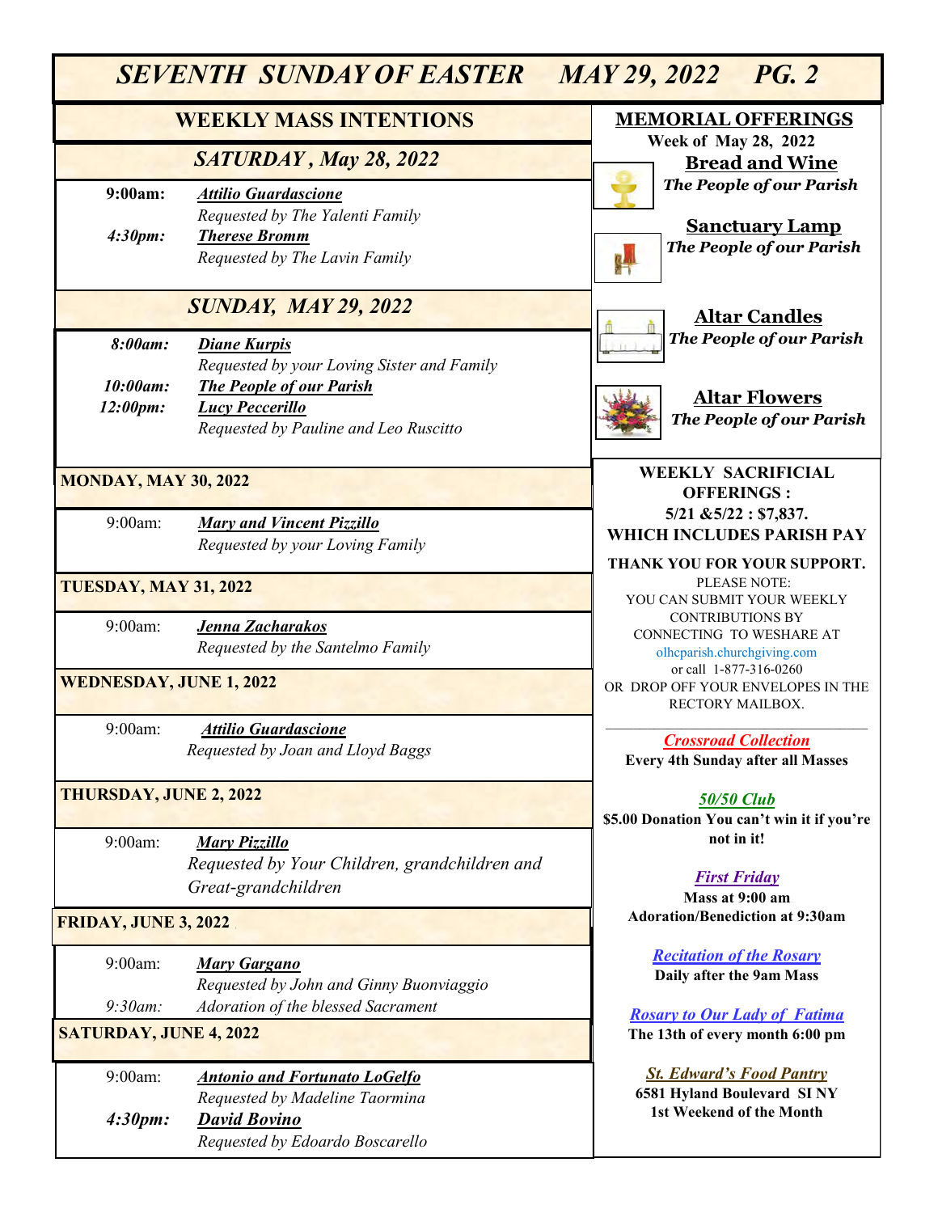# SEVENTH SUNDAY OF EASTER MAY 29, 2022

## WEEKLY MASS INTENTIONS

### SATURDAY, May 28, 2022

**9:00am:** ***Attilio Guardascione***
*Requested by The Yalenti Family*

***4:30pm:*** ***Therese Bromm***
*Requested by The Lavin Family*

### SUNDAY, MAY 29, 2022

***8:00am:*** ***Diane Kurpis***
*Requested by your Loving Sister and Family*

***10:00am:*** ***The People of our Parish***

***12:00pm:*** ***Lucy Peccerillo***
*Requested by Pauline and Leo Ruscitto*

### MONDAY, MAY 30, 2022

9:00am: ***Mary and Vincent Pizzillo***
*Requested by your Loving Family*

### TUESDAY, MAY 31, 2022

9:00am: ***Jenna Zacharakos***
*Requested by the Santelmo Family*

### WEDNESDAY, JUNE 1, 2022

9:00am: ***Attilio Guardascione***
*Requested by Joan and Lloyd Baggs*

### THURSDAY, JUNE 2, 2022

9:00am: ***Mary Pizzillo***
*Requested by Your Children, grandchildren and Great-grandchildren*

### FRIDAY, JUNE 3, 2022

9:00am: ***Mary Gargano***
*Requested by John and Ginny Buonviaggio*

*9:30am:* *Adoration of the blessed Sacrament*

### SATURDAY, JUNE 4, 2022

9:00am: ***Antonio and Fortunato LoGelfo***
*Requested by Madeline Taormina*

***4:30pm:*** ***David Bovino***
*Requested by Edoardo Boscarello*

## MEMORIAL OFFERINGS

**Week of May 28, 2022**

**Bread and Wine**
***The People of our Parish***

**Sanctuary Lamp**
***The People of our Parish***

**Altar Candles**
***The People of our Parish***

**Altar Flowers**
***The People of our Parish***

**WEEKLY SACRIFICIAL OFFERINGS :**
**5/21 &5/22 : $7,837.**
**WHICH INCLUDES PARISH PAY**

**THANK YOU FOR YOUR SUPPORT.**

PLEASE NOTE:
YOU CAN SUBMIT YOUR WEEKLY CONTRIBUTIONS BY CONNECTING TO WESHARE AT olhcparish.churchgiving.com or call 1-877-316-0260 OR DROP OFF YOUR ENVELOPES IN THE RECTORY MAILBOX.

***Crossroad Collection***
**Every 4th Sunday after all Masses**

***50/50 Club***
**$5.00 Donation You can't win it if you're not in it!**

***First Friday***
**Mass at 9:00 am**
**Adoration/Benediction at 9:30am**

***Recitation of the Rosary***
**Daily after the 9am Mass**

***Rosary to Our Lady of Fatima***
**The 13th of every month 6:00 pm**

***St. Edward's Food Pantry***
**6581 Hyland Boulevard SI NY**
**1st Weekend of the Month**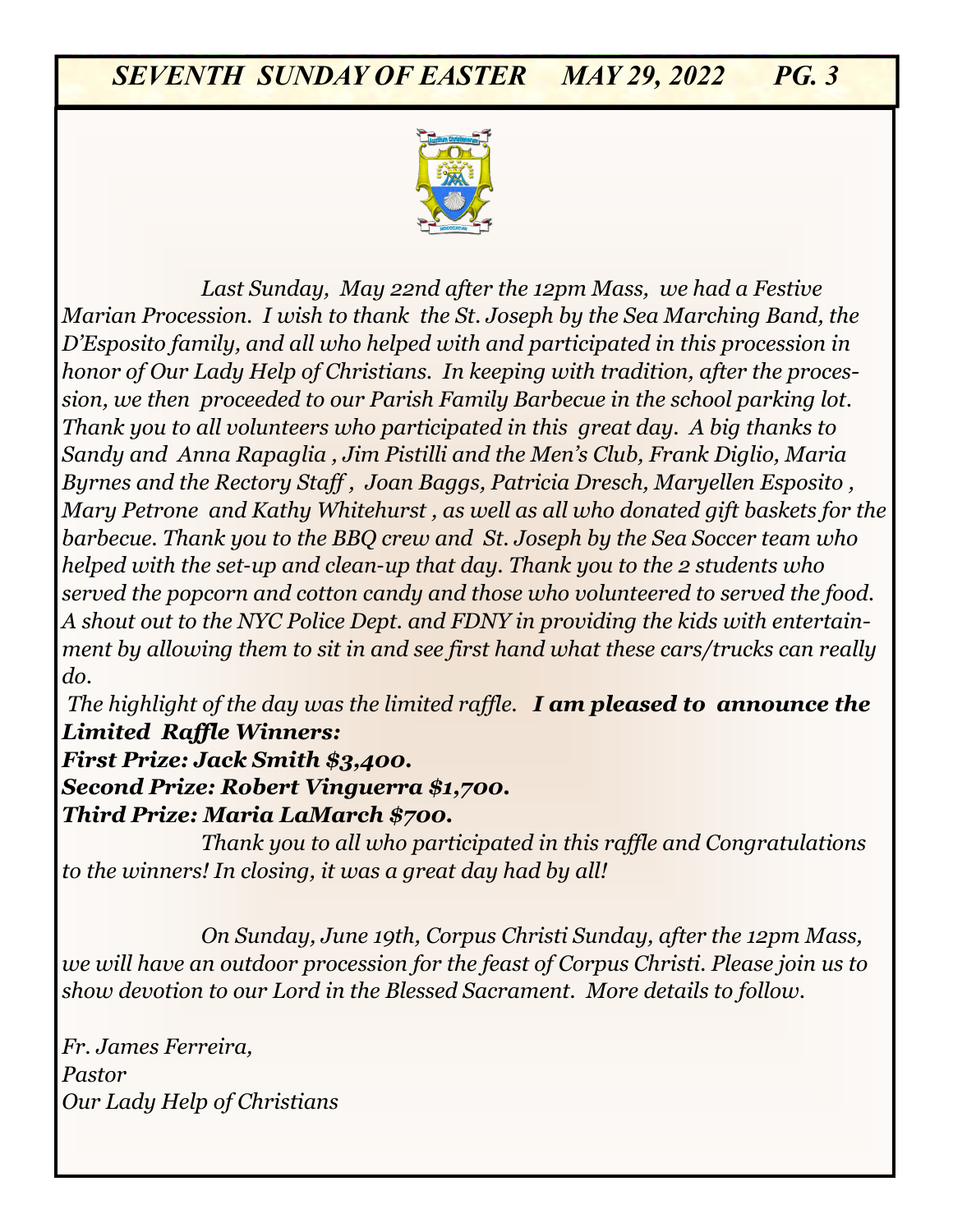*Last Sunday, May 22nd after the 12pm Mass, we had a Festive Marian Procession. I wish to thank the St. Joseph by the Sea Marching Band, the D'Esposito family, and all who helped with and participated in this procession in honor of Our Lady Help of Christians. In keeping with tradition, after the procession, we then proceeded to our Parish Family Barbecue in the school parking lot. Thank you to all volunteers who participated in this great day. A big thanks to Sandy and Anna Rapaglia , Jim Pistilli and the Men's Club, Frank Diglio, Maria Byrnes and the Rectory Staff , Joan Baggs, Patricia Dresch, Maryellen Esposito , Mary Petrone and Kathy Whitehurst , as well as all who donated gift baskets for the barbecue. Thank you to the BBQ crew and St. Joseph by the Sea Soccer team who helped with the set-up and clean-up that day. Thank you to the 2 students who served the popcorn and cotton candy and those who volunteered to served the food. A shout out to the NYC Police Dept. and FDNY in providing the kids with entertainment by allowing them to sit in and see first hand what these cars/trucks can really do.*

*The highlight of the day was the limited raffle.* ***I am pleased to announce the Limited Raffle Winners:***

***First Prize: Jack Smith $3,400.***

***Second Prize: Robert Vinguerra $1,700.***

***Third Prize: Maria LaMarch $700.***

*Thank you to all who participated in this raffle and Congratulations to the winners! In closing, it was a great day had by all!*

*On Sunday, June 19th, Corpus Christi Sunday, after the 12pm Mass, we will have an outdoor procession for the feast of Corpus Christi. Please join us to show devotion to our Lord in the Blessed Sacrament. More details to follow.*

*Fr. James Ferreira,*
*Pastor*
*Our Lady Help of Christians*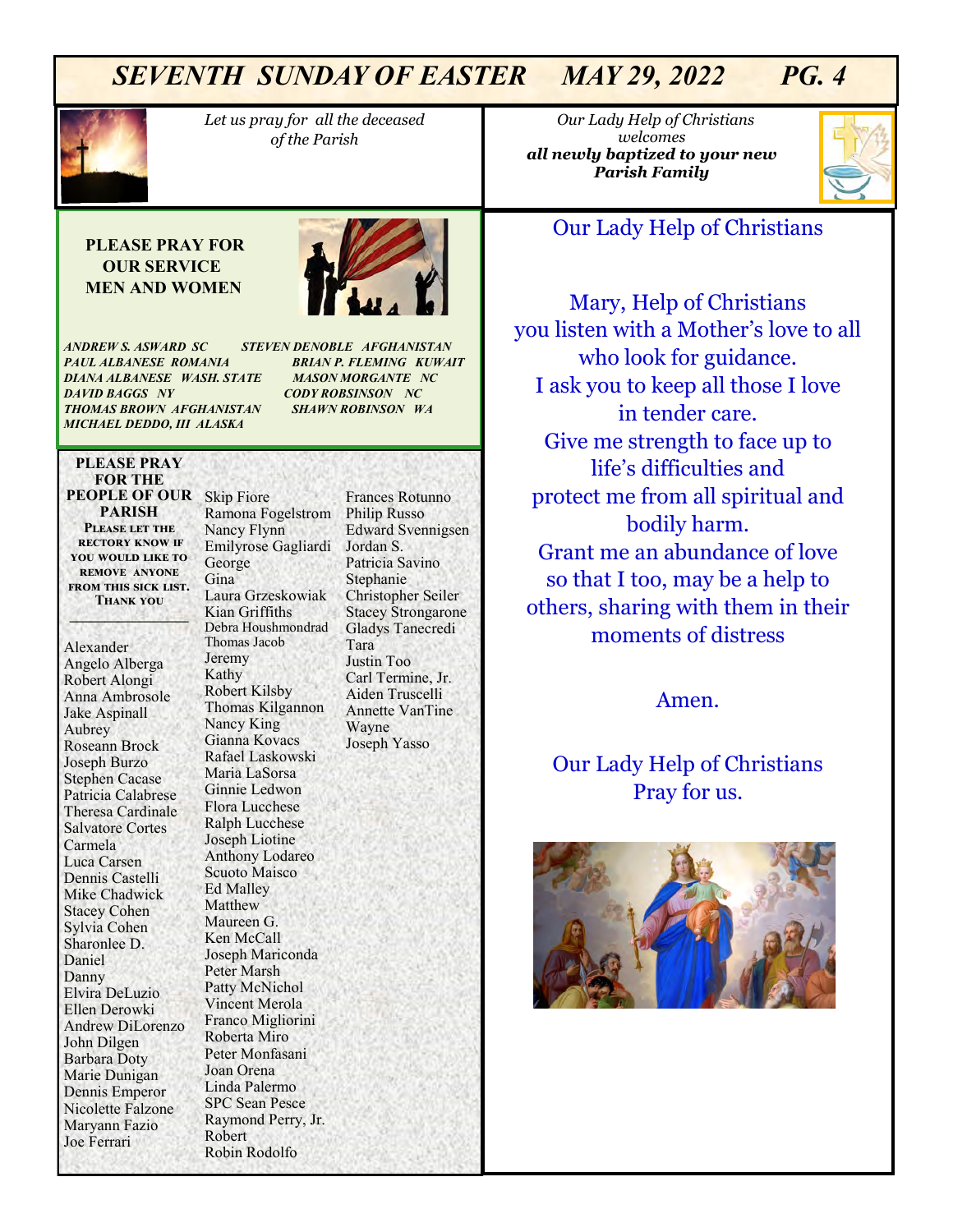*Let us pray for all the deceased of the Parish*

*Our Lady Help of Christians welcomes* ***all newly baptized to your new Parish Family***

## PLEASE PRAY FOR OUR SERVICE MEN AND WOMEN

*ANDREW S. ASWARD SC*
*PAUL ALBANESE ROMANIA*
*DIANA ALBANESE WASH. STATE*
*DAVID BAGGS NY*
*THOMAS BROWN AFGHANISTAN*
*MICHAEL DEDDO, III ALASKA*
*STEVEN DENOBLE AFGHANISTAN*
*BRIAN P. FLEMING KUWAIT*
*MASON MORGANTE NC*
*CODY ROBSINSON NC*
*SHAWN ROBINSON WA*

## PLEASE PRAY FOR THE PEOPLE OF OUR PARISH

**Please let the rectory know if you would like to remove anyone from this sick list. Thank you**

Alexander
Angelo Alberga
Robert Alongi
Anna Ambrosole
Jake Aspinall
Aubrey
Roseann Brock
Joseph Burzo
Stephen Cacase
Patricia Calabrese
Theresa Cardinale
Salvatore Cortes
Carmela
Luca Carsen
Dennis Castelli
Mike Chadwick
Stacey Cohen
Sylvia Cohen
Sharonlee D.
Daniel
Danny
Elvira DeLuzio
Ellen Derowki
Andrew DiLorenzo
John Dilgen
Barbara Doty
Marie Dunigan
Dennis Emperor
Nicolette Falzone
Maryann Fazio
Joe Ferrari
Skip Fiore
Ramona Fogelstrom
Nancy Flynn
Emilyrose Gagliardi
George
Gina
Laura Grzeskowiak
Kian Griffiths
Debra Houshmondrad
Thomas Jacob
Jeremy
Kathy
Robert Kilsby
Thomas Kilgannon
Nancy King
Gianna Kovacs
Rafael Laskowski
Maria LaSorsa
Ginnie Ledwon
Flora Lucchese
Ralph Lucchese
Joseph Liotine
Anthony Lodareo
Scuoto Maisco
Ed Malley
Matthew
Maureen G.
Ken McCall
Joseph Mariconda
Peter Marsh
Patty McNichol
Vincent Merola
Franco Migliorini
Roberta Miro
Peter Monfasani
Joan Orena
Linda Palermo
SPC Sean Pesce
Raymond Perry, Jr.
Robert
Robin Rodolfo
Frances Rotunno
Philip Russo
Edward Svennigsen
Jordan S.
Patricia Savino
Stephanie
Christopher Seiler
Stacey Strongarone
Gladys Tanecredi
Tara
Justin Too
Carl Termine, Jr.
Aiden Truscelli
Annette VanTine
Wayne
Joseph Yasso

## Our Lady Help of Christians

Mary, Help of Christians
you listen with a Mother's love to all
who look for guidance.
I ask you to keep all those I love
in tender care.
Give me strength to face up to
life's difficulties and
protect me from all spiritual and
bodily harm.
Grant me an abundance of love
so that I too, may be a help to
others, sharing with them in their
moments of distress

Amen.

Our Lady Help of Christians
Pray for us.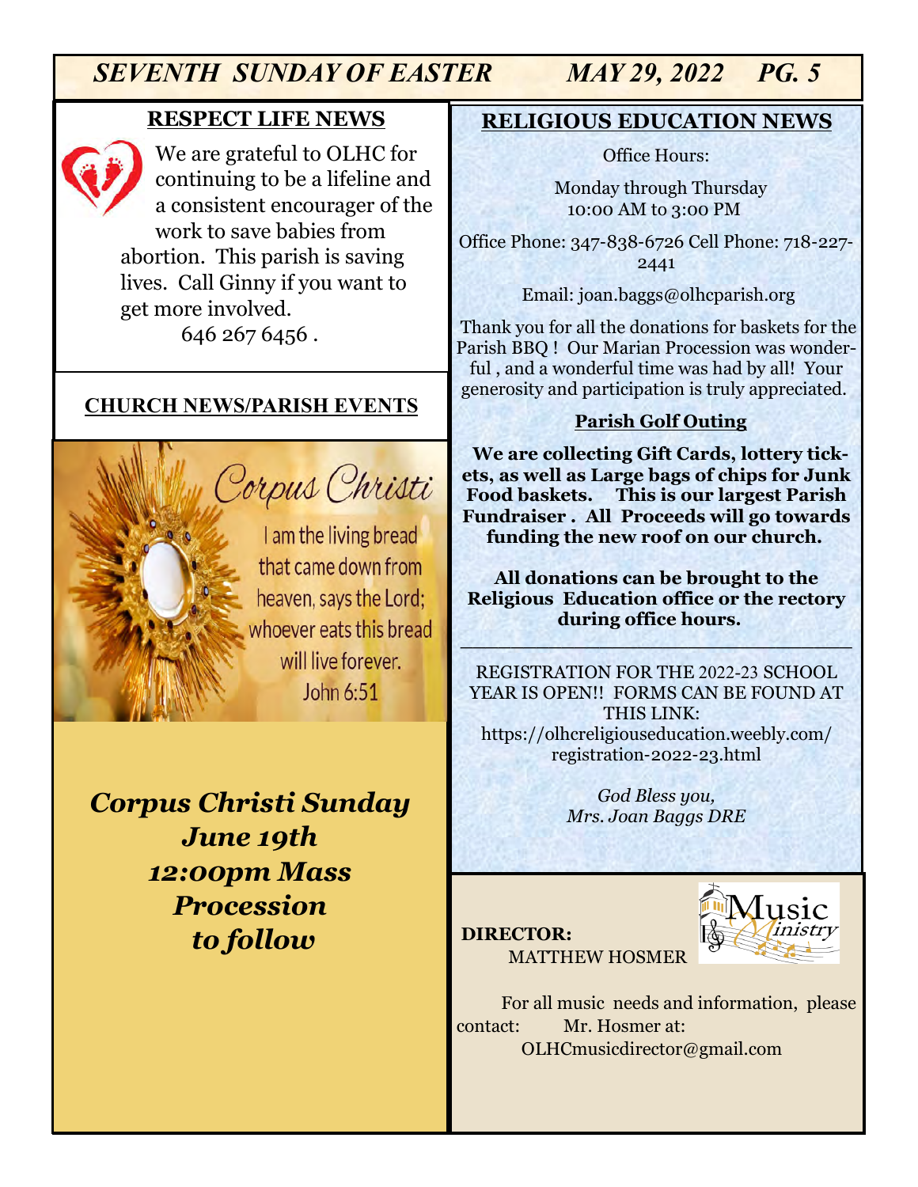## RESPECT LIFE NEWS

We are grateful to OLHC for continuing to be a lifeline and a consistent encourager of the work to save babies from abortion. This parish is saving lives. Call Ginny if you want to get more involved.

646 267 6456 .

## CHURCH NEWS/PARISH EVENTS

Corpus Christi

I am the living bread that came down from heaven, says the Lord; whoever eats this bread will live forever.
John 6:51

***Corpus Christi Sunday***
***June 19th***
***12:00pm Mass***
***Procession***
***to follow***

## RELIGIOUS EDUCATION NEWS

Office Hours:

Monday through Thursday
10:00 AM to 3:00 PM

Office Phone: 347-838-6726 Cell Phone: 718-227-2441

Email: joan.baggs@olhcparish.org

Thank you for all the donations for baskets for the Parish BBQ ! Our Marian Procession was wonderful , and a wonderful time was had by all! Your generosity and participation is truly appreciated.

**Parish Golf Outing**

**We are collecting Gift Cards, lottery tickets, as well as Large bags of chips for Junk Food baskets. This is our largest Parish Fundraiser . All Proceeds will go towards funding the new roof on our church.**

**All donations can be brought to the Religious Education office or the rectory during office hours.**

---

REGISTRATION FOR THE 2022-23 SCHOOL YEAR IS OPEN!! FORMS CAN BE FOUND AT THIS LINK:
https://olhcreligiouseducation.weebly.com/registration-2022-23.html

*God Bless you,*
*Mrs. Joan Baggs DRE*

## Music Ministry

**DIRECTOR:**
MATTHEW HOSMER

For all music needs and information, please contact: Mr. Hosmer at:
OLHCmusicdirector@gmail.com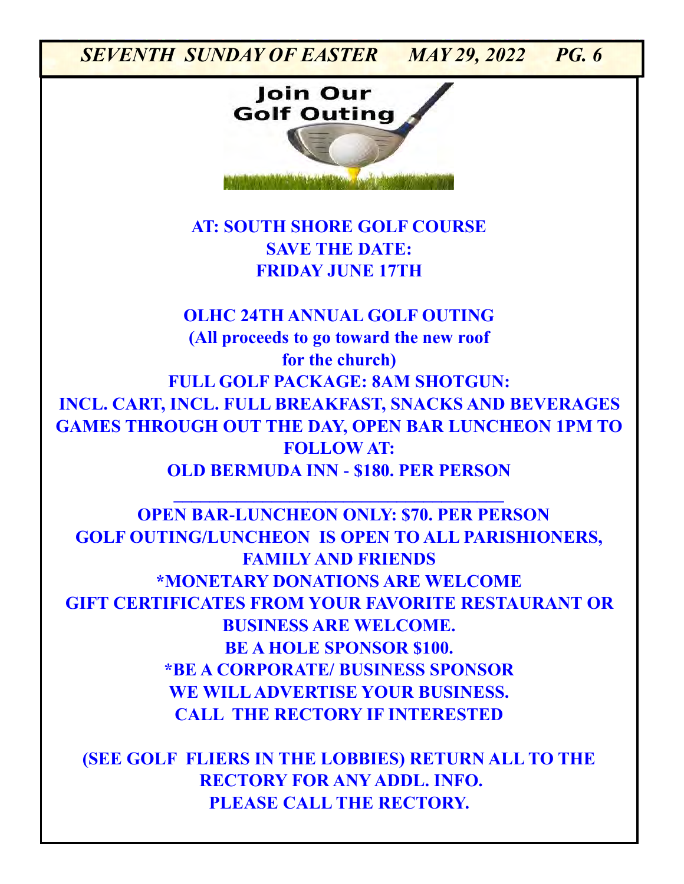Join Our Golf Outing

**AT: SOUTH SHORE GOLF COURSE**
**SAVE THE DATE:**
**FRIDAY JUNE 17TH**

**OLHC 24TH ANNUAL GOLF OUTING**
**(All proceeds to go toward the new roof for the church)**
**FULL GOLF PACKAGE: 8AM SHOTGUN:**
**INCL. CART, INCL. FULL BREAKFAST, SNACKS AND BEVERAGES GAMES THROUGH OUT THE DAY, OPEN BAR LUNCHEON 1PM TO FOLLOW AT:**
**OLD BERMUDA INN - $180. PER PERSON**

---

**OPEN BAR-LUNCHEON ONLY: $70. PER PERSON**
**GOLF OUTING/LUNCHEON IS OPEN TO ALL PARISHIONERS, FAMILY AND FRIENDS**
**\*MONETARY DONATIONS ARE WELCOME**
**GIFT CERTIFICATES FROM YOUR FAVORITE RESTAURANT OR BUSINESS ARE WELCOME.**
**BE A HOLE SPONSOR $100.**
**\*BE A CORPORATE/ BUSINESS SPONSOR**
**WE WILL ADVERTISE YOUR BUSINESS.**
**CALL THE RECTORY IF INTERESTED**

**(SEE GOLF FLIERS IN THE LOBBIES) RETURN ALL TO THE RECTORY FOR ANY ADDL. INFO.**
**PLEASE CALL THE RECTORY.**